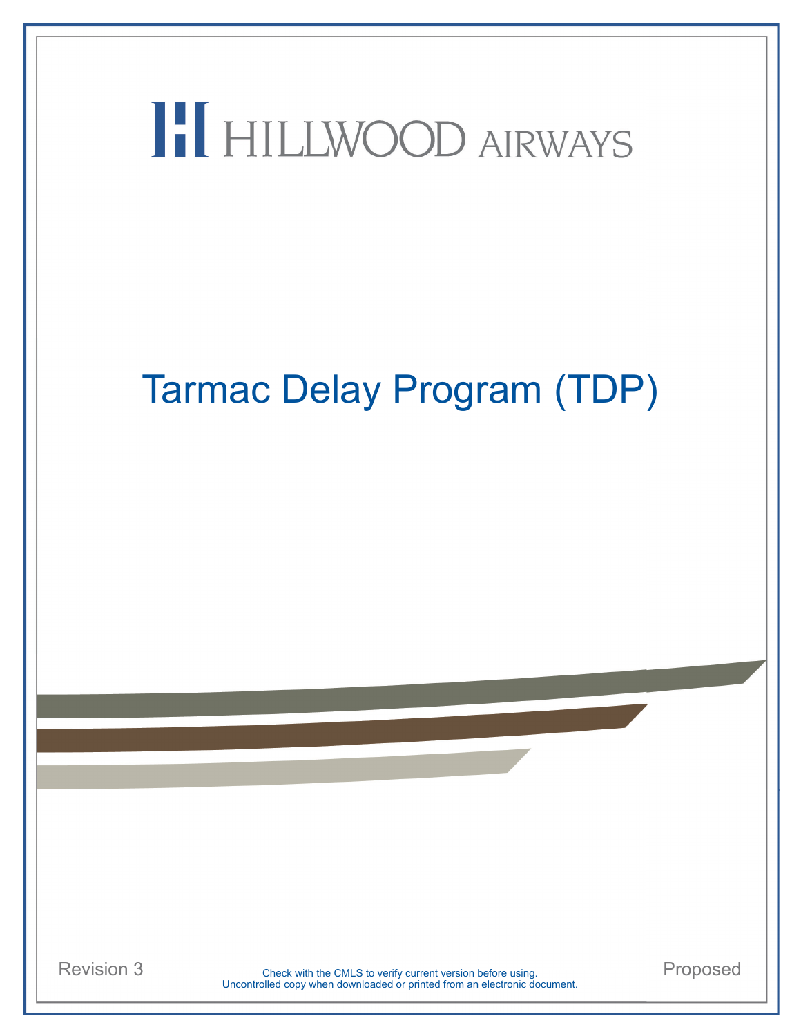HILLWOOD AIRWAYS

# Tarmac Delay Program (TDP)

Revision 3

Check with the CMLS to verify current version before using.
Uncontrolled copy when downloaded or printed from an electronic document.

Proposed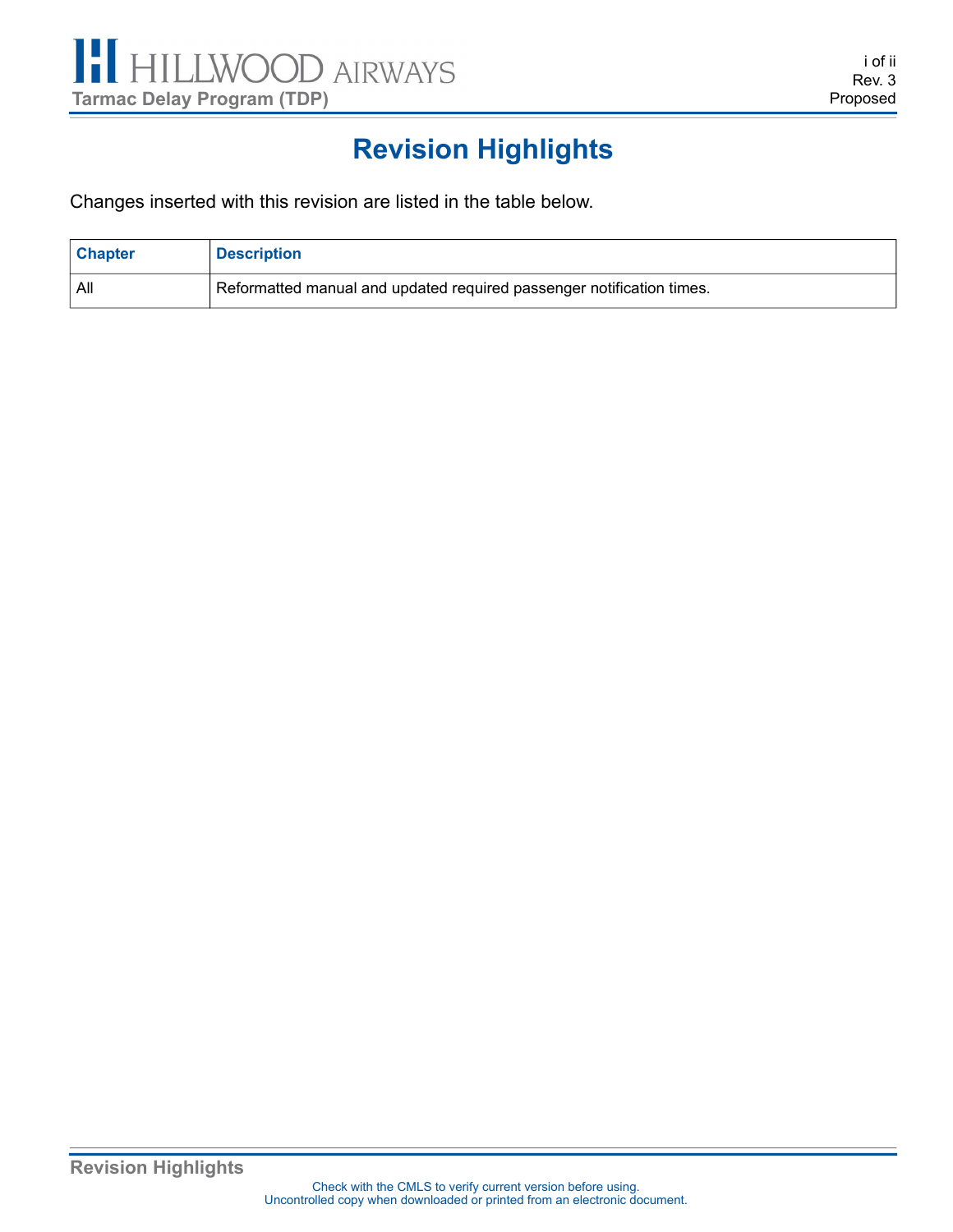# Revision Highlights

Changes inserted with this revision are listed in the table below.

| Chapter | Description |
| --- | --- |
| All | Reformatted manual and updated required passenger notification times. |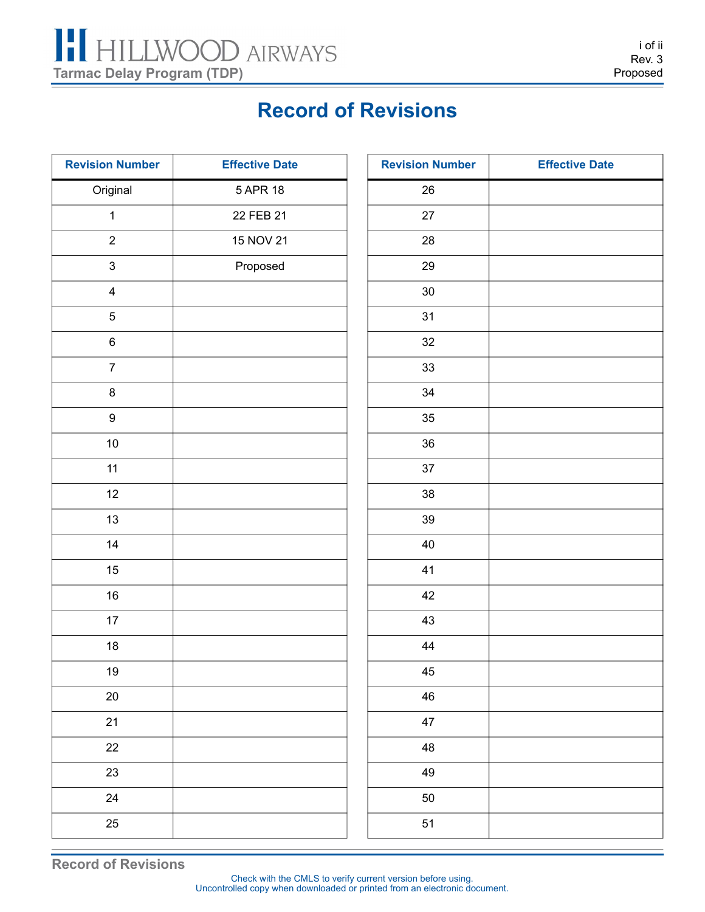# Record of Revisions

| Revision Number | Effective Date |
|---|---|
| Original | 5 APR 18 |
| 1 | 22 FEB 21 |
| 2 | 15 NOV 21 |
| 3 | Proposed |
| 4 | |
| 5 | |
| 6 | |
| 7 | |
| 8 | |
| 9 | |
| 10 | |
| 11 | |
| 12 | |
| 13 | |
| 14 | |
| 15 | |
| 16 | |
| 17 | |
| 18 | |
| 19 | |
| 20 | |
| 21 | |
| 22 | |
| 23 | |
| 24 | |
| 25 | |

| Revision Number | Effective Date |
|---|---|
| 26 | |
| 27 | |
| 28 | |
| 29 | |
| 30 | |
| 31 | |
| 32 | |
| 33 | |
| 34 | |
| 35 | |
| 36 | |
| 37 | |
| 38 | |
| 39 | |
| 40 | |
| 41 | |
| 42 | |
| 43 | |
| 44 | |
| 45 | |
| 46 | |
| 47 | |
| 48 | |
| 49 | |
| 50 | |
| 51 | |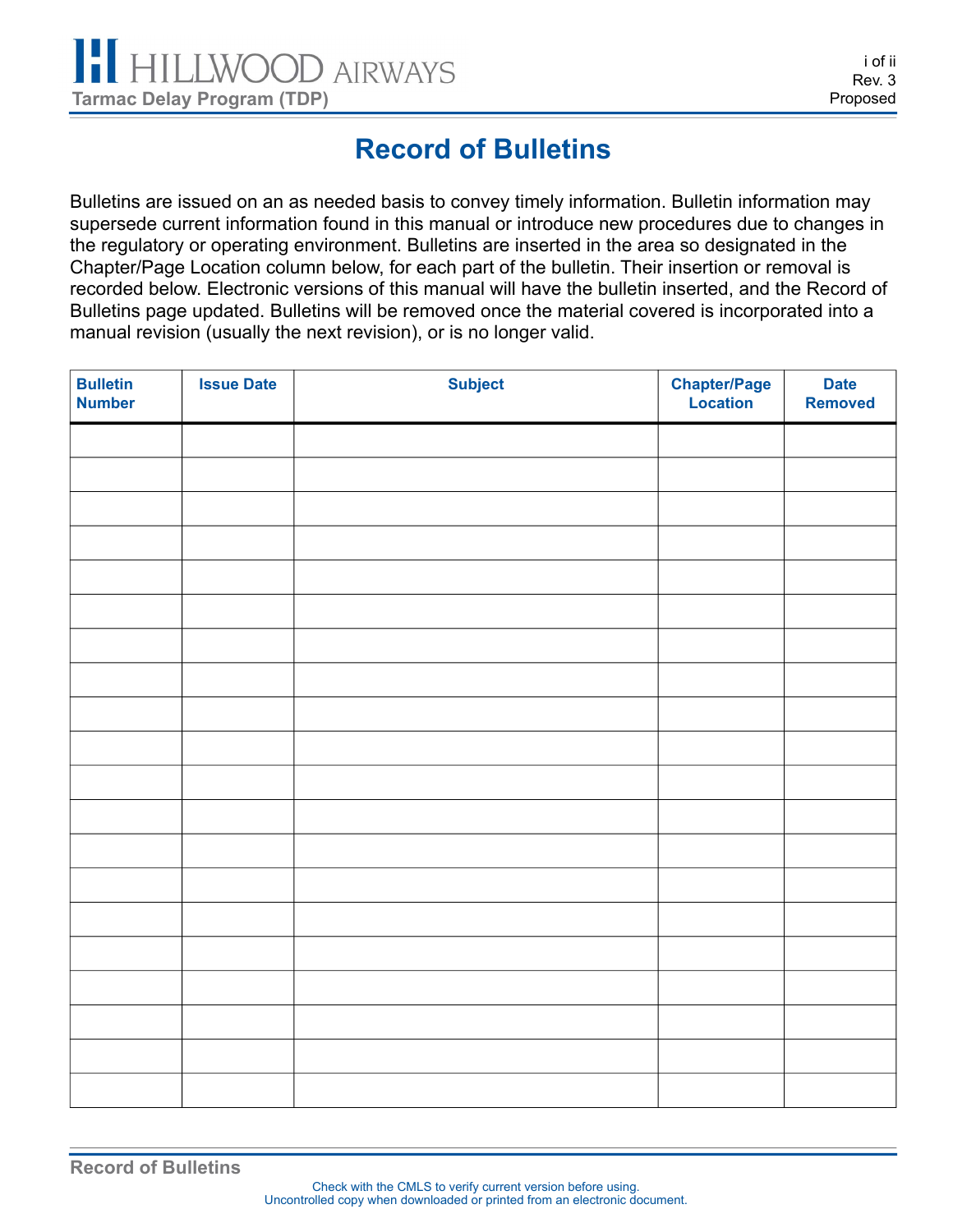# Record of Bulletins

Bulletins are issued on an as needed basis to convey timely information. Bulletin information may supersede current information found in this manual or introduce new procedures due to changes in the regulatory or operating environment. Bulletins are inserted in the area so designated in the Chapter/Page Location column below, for each part of the bulletin. Their insertion or removal is recorded below. Electronic versions of this manual will have the bulletin inserted, and the Record of Bulletins page updated. Bulletins will be removed once the material covered is incorporated into a manual revision (usually the next revision), or is no longer valid.

| Bulletin Number | Issue Date | Subject | Chapter/Page Location | Date Removed |
|---|---|---|---|---|
| | | | | |
| | | | | |
| | | | | |
| | | | | |
| | | | | |
| | | | | |
| | | | | |
| | | | | |
| | | | | |
| | | | | |
| | | | | |
| | | | | |
| | | | | |
| | | | | |
| | | | | |
| | | | | |
| | | | | |
| | | | | |
| | | | | |
| | | | | |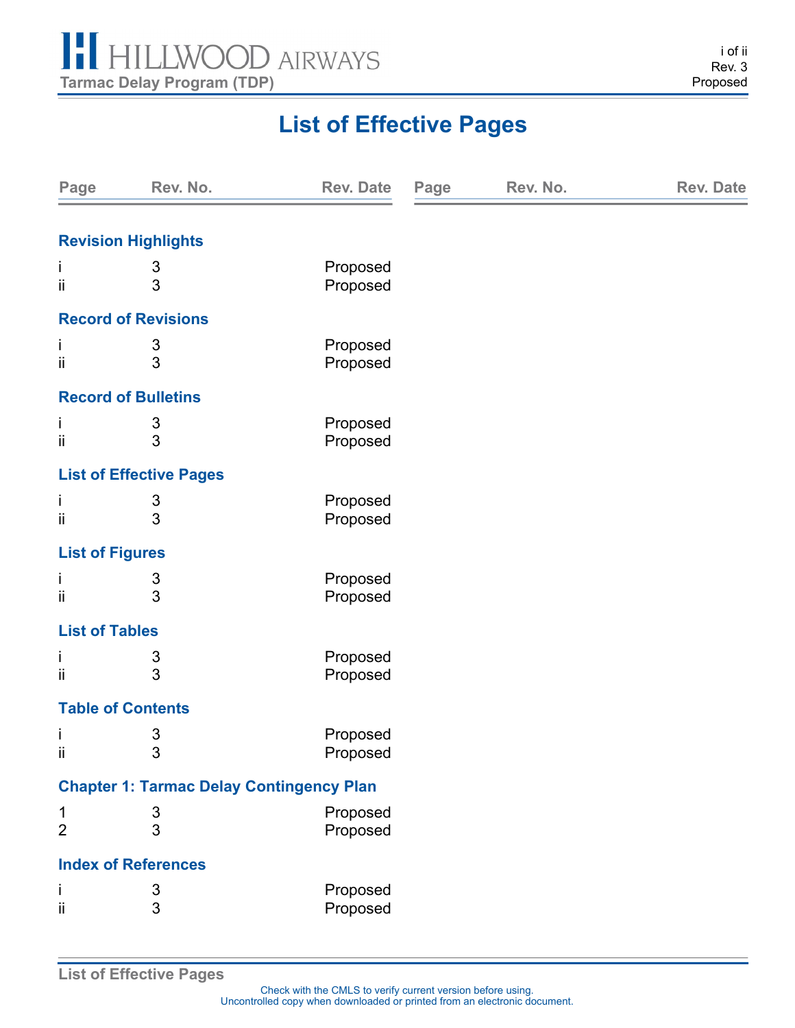# List of Effective Pages

| Page | Rev. No. | Rev. Date |
|---|---|---|
| **Revision Highlights** | | |
| i | 3 | Proposed |
| ii | 3 | Proposed |
| **Record of Revisions** | | |
| i | 3 | Proposed |
| ii | 3 | Proposed |
| **Record of Bulletins** | | |
| i | 3 | Proposed |
| ii | 3 | Proposed |
| **List of Effective Pages** | | |
| i | 3 | Proposed |
| ii | 3 | Proposed |
| **List of Figures** | | |
| i | 3 | Proposed |
| ii | 3 | Proposed |
| **List of Tables** | | |
| i | 3 | Proposed |
| ii | 3 | Proposed |
| **Table of Contents** | | |
| i | 3 | Proposed |
| ii | 3 | Proposed |
| **Chapter 1: Tarmac Delay Contingency Plan** | | |
| 1 | 3 | Proposed |
| 2 | 3 | Proposed |
| **Index of References** | | |
| i | 3 | Proposed |
| ii | 3 | Proposed |

Check with the CMLS to verify current version before using.
Uncontrolled copy when downloaded or printed from an electronic document.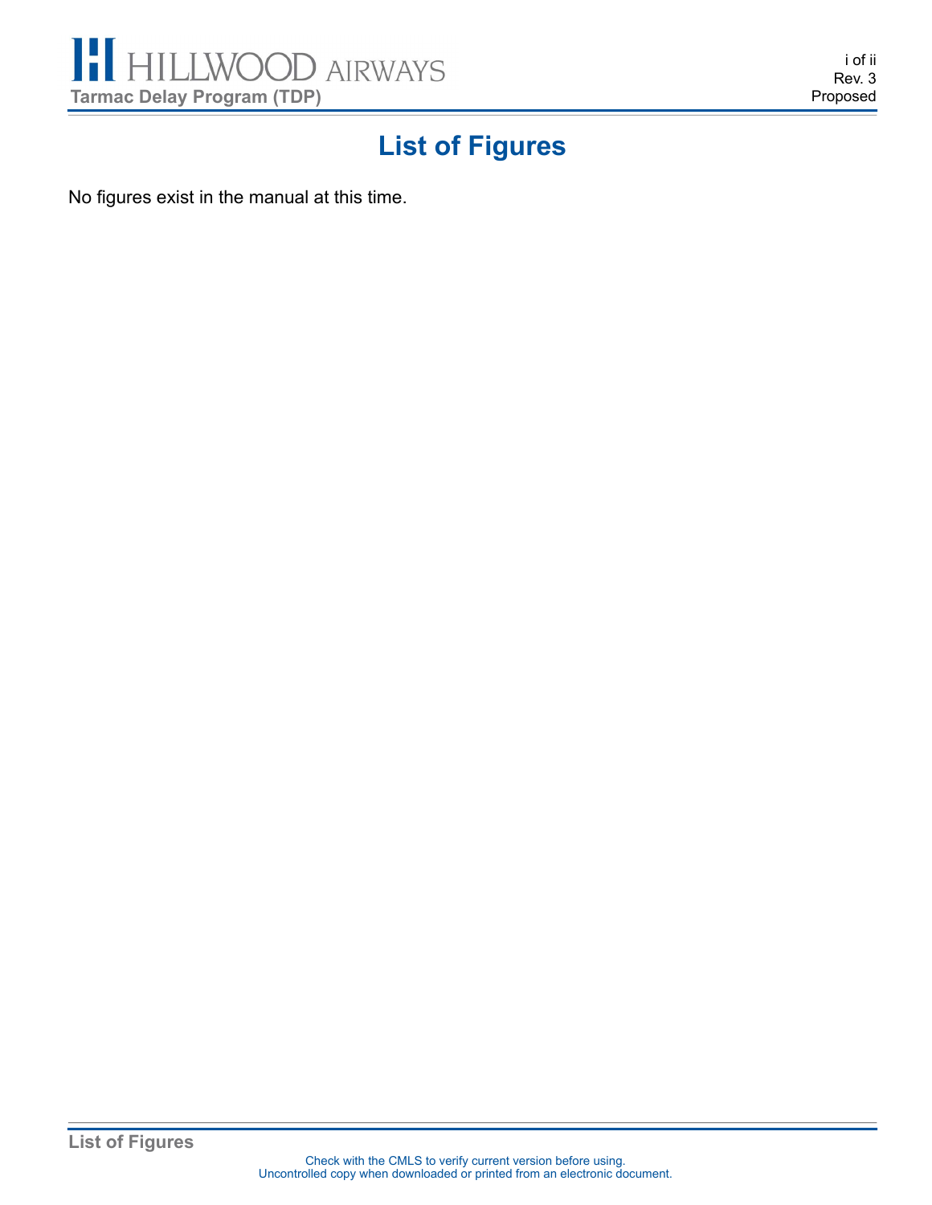# List of Figures

No figures exist in the manual at this time.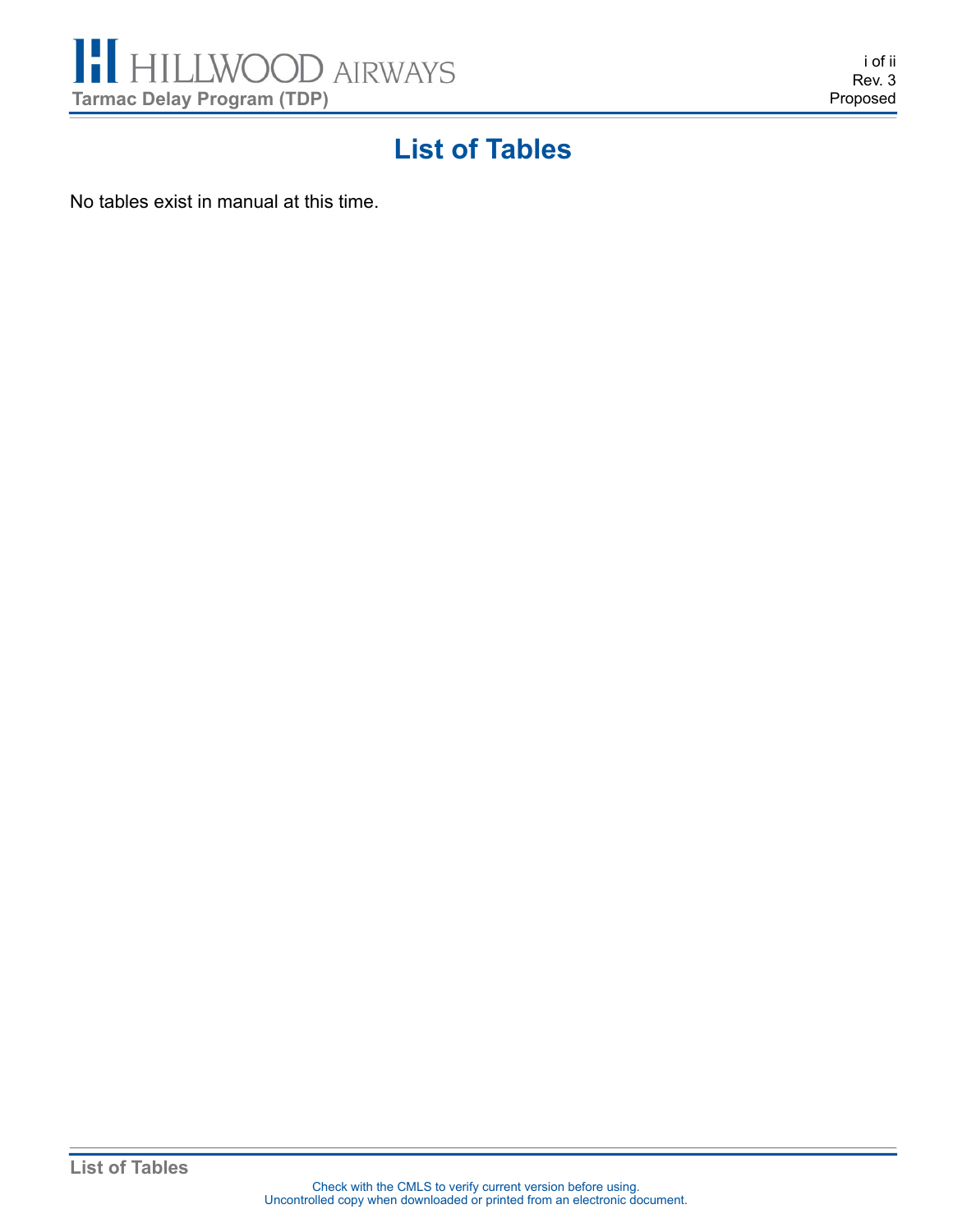# List of Tables

No tables exist in manual at this time.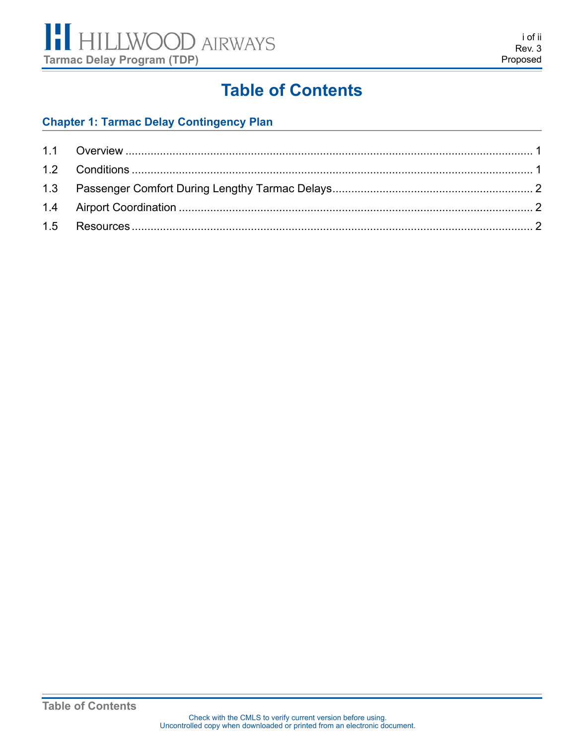# Table of Contents

## Chapter 1: Tarmac Delay Contingency Plan

| | | |
|---|---|---|
| 1.1 | Overview | 1 |
| 1.2 | Conditions | 1 |
| 1.3 | Passenger Comfort During Lengthy Tarmac Delays | 2 |
| 1.4 | Airport Coordination | 2 |
| 1.5 | Resources | 2 |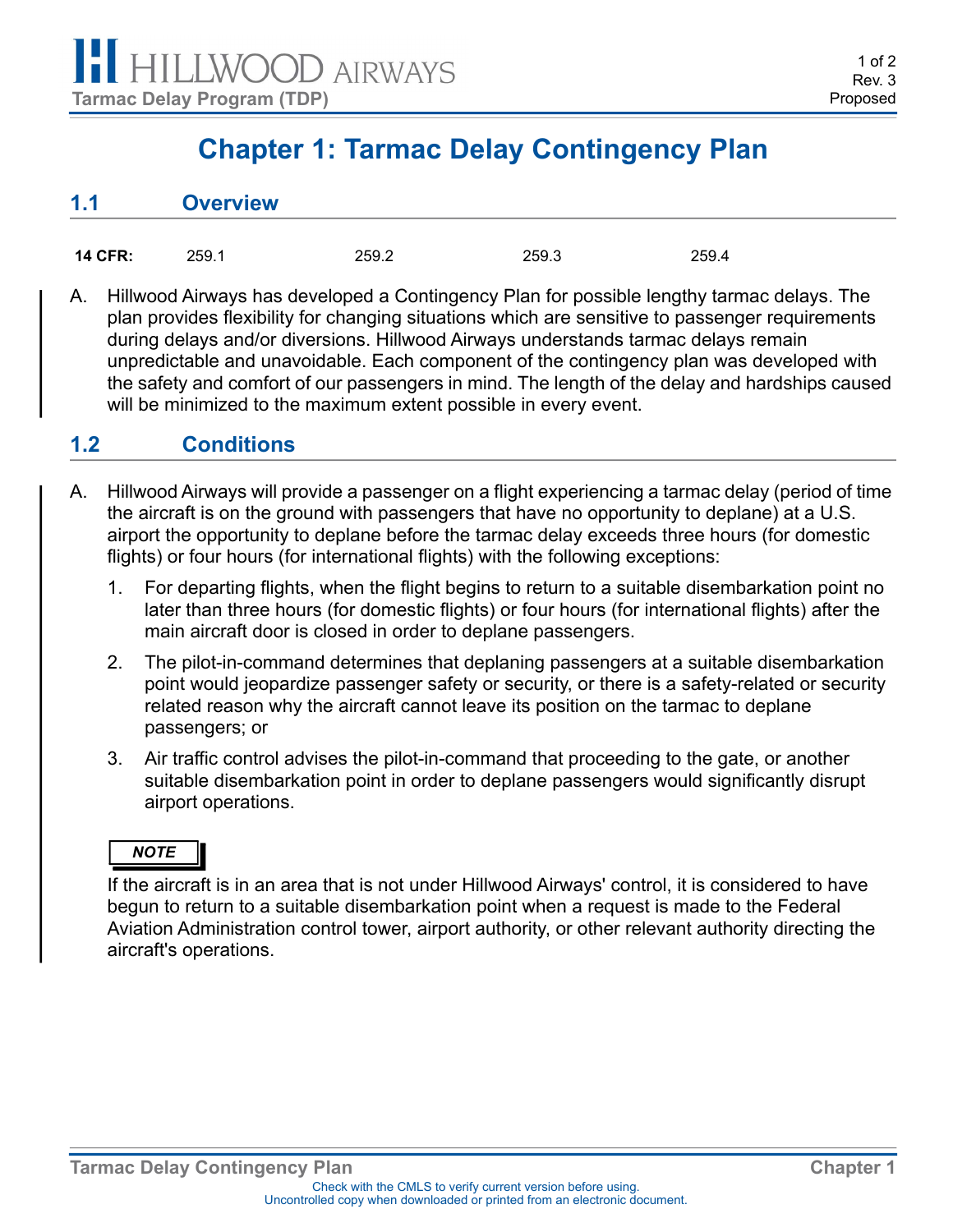# Chapter 1: Tarmac Delay Contingency Plan

## 1.1 Overview

| **14 CFR:** | 259.1 | 259.2 | 259.3 | 259.4 |
|---|---|---|---|---|

A. Hillwood Airways has developed a Contingency Plan for possible lengthy tarmac delays. The plan provides flexibility for changing situations which are sensitive to passenger requirements during delays and/or diversions. Hillwood Airways understands tarmac delays remain unpredictable and unavoidable. Each component of the contingency plan was developed with the safety and comfort of our passengers in mind. The length of the delay and hardships caused will be minimized to the maximum extent possible in every event.

## 1.2 Conditions

A. Hillwood Airways will provide a passenger on a flight experiencing a tarmac delay (period of time the aircraft is on the ground with passengers that have no opportunity to deplane) at a U.S. airport the opportunity to deplane before the tarmac delay exceeds three hours (for domestic flights) or four hours (for international flights) with the following exceptions:

1. For departing flights, when the flight begins to return to a suitable disembarkation point no later than three hours (for domestic flights) or four hours (for international flights) after the main aircraft door is closed in order to deplane passengers.
2. The pilot-in-command determines that deplaning passengers at a suitable disembarkation point would jeopardize passenger safety or security, or there is a safety-related or security related reason why the aircraft cannot leave its position on the tarmac to deplane passengers; or
3. Air traffic control advises the pilot-in-command that proceeding to the gate, or another suitable disembarkation point in order to deplane passengers would significantly disrupt airport operations.

***NOTE***

If the aircraft is in an area that is not under Hillwood Airways' control, it is considered to have begun to return to a suitable disembarkation point when a request is made to the Federal Aviation Administration control tower, airport authority, or other relevant authority directing the aircraft's operations.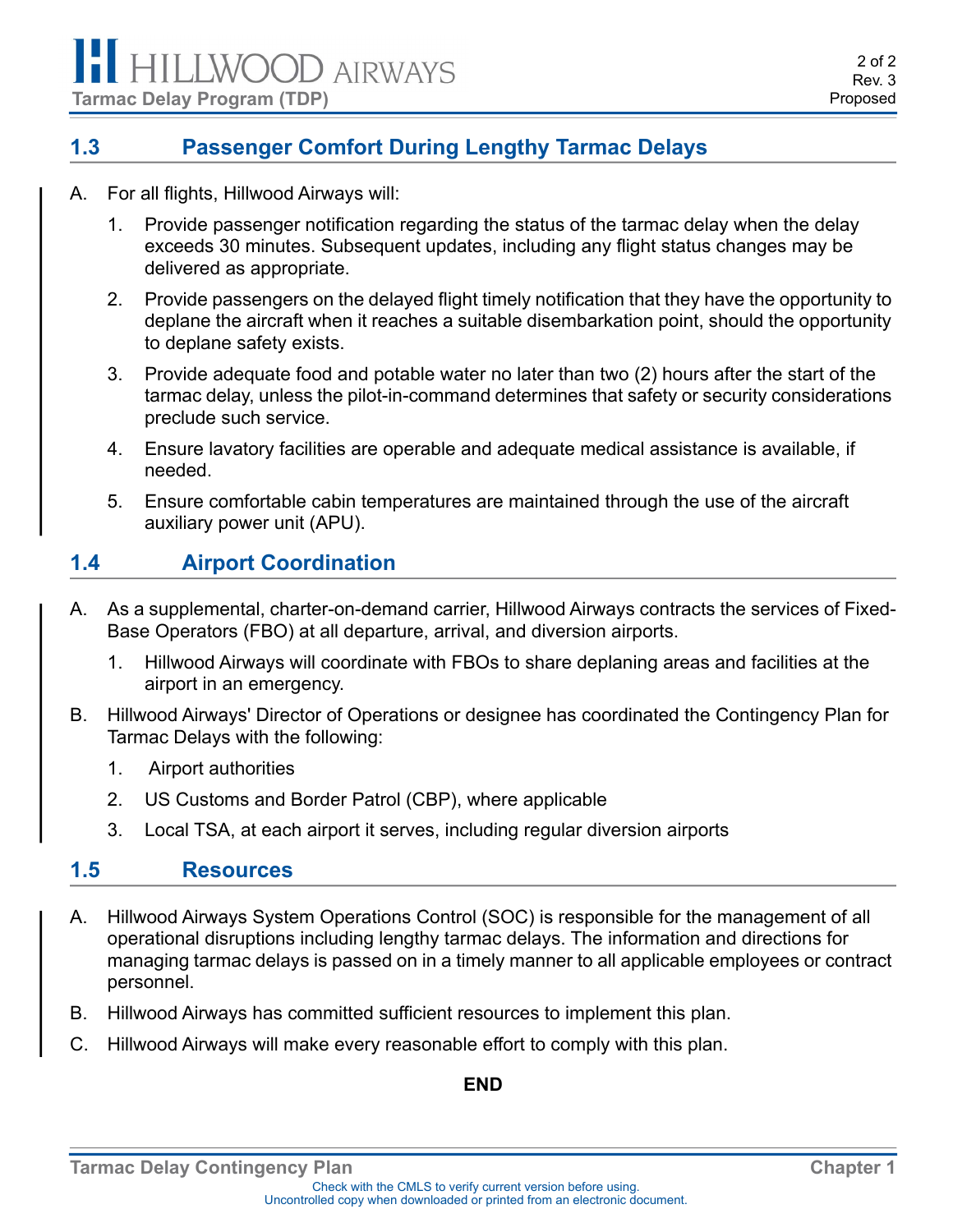## 1.3 Passenger Comfort During Lengthy Tarmac Delays

A. For all flights, Hillwood Airways will:

1. Provide passenger notification regarding the status of the tarmac delay when the delay exceeds 30 minutes. Subsequent updates, including any flight status changes may be delivered as appropriate.
2. Provide passengers on the delayed flight timely notification that they have the opportunity to deplane the aircraft when it reaches a suitable disembarkation point, should the opportunity to deplane safety exists.
3. Provide adequate food and potable water no later than two (2) hours after the start of the tarmac delay, unless the pilot-in-command determines that safety or security considerations preclude such service.
4. Ensure lavatory facilities are operable and adequate medical assistance is available, if needed.
5. Ensure comfortable cabin temperatures are maintained through the use of the aircraft auxiliary power unit (APU).

## 1.4 Airport Coordination

A. As a supplemental, charter-on-demand carrier, Hillwood Airways contracts the services of Fixed-Base Operators (FBO) at all departure, arrival, and diversion airports.

1. Hillwood Airways will coordinate with FBOs to share deplaning areas and facilities at the airport in an emergency.

B. Hillwood Airways' Director of Operations or designee has coordinated the Contingency Plan for Tarmac Delays with the following:

1. Airport authorities
2. US Customs and Border Patrol (CBP), where applicable
3. Local TSA, at each airport it serves, including regular diversion airports

## 1.5 Resources

A. Hillwood Airways System Operations Control (SOC) is responsible for the management of all operational disruptions including lengthy tarmac delays. The information and directions for managing tarmac delays is passed on in a timely manner to all applicable employees or contract personnel.

B. Hillwood Airways has committed sufficient resources to implement this plan.

C. Hillwood Airways will make every reasonable effort to comply with this plan.

**END**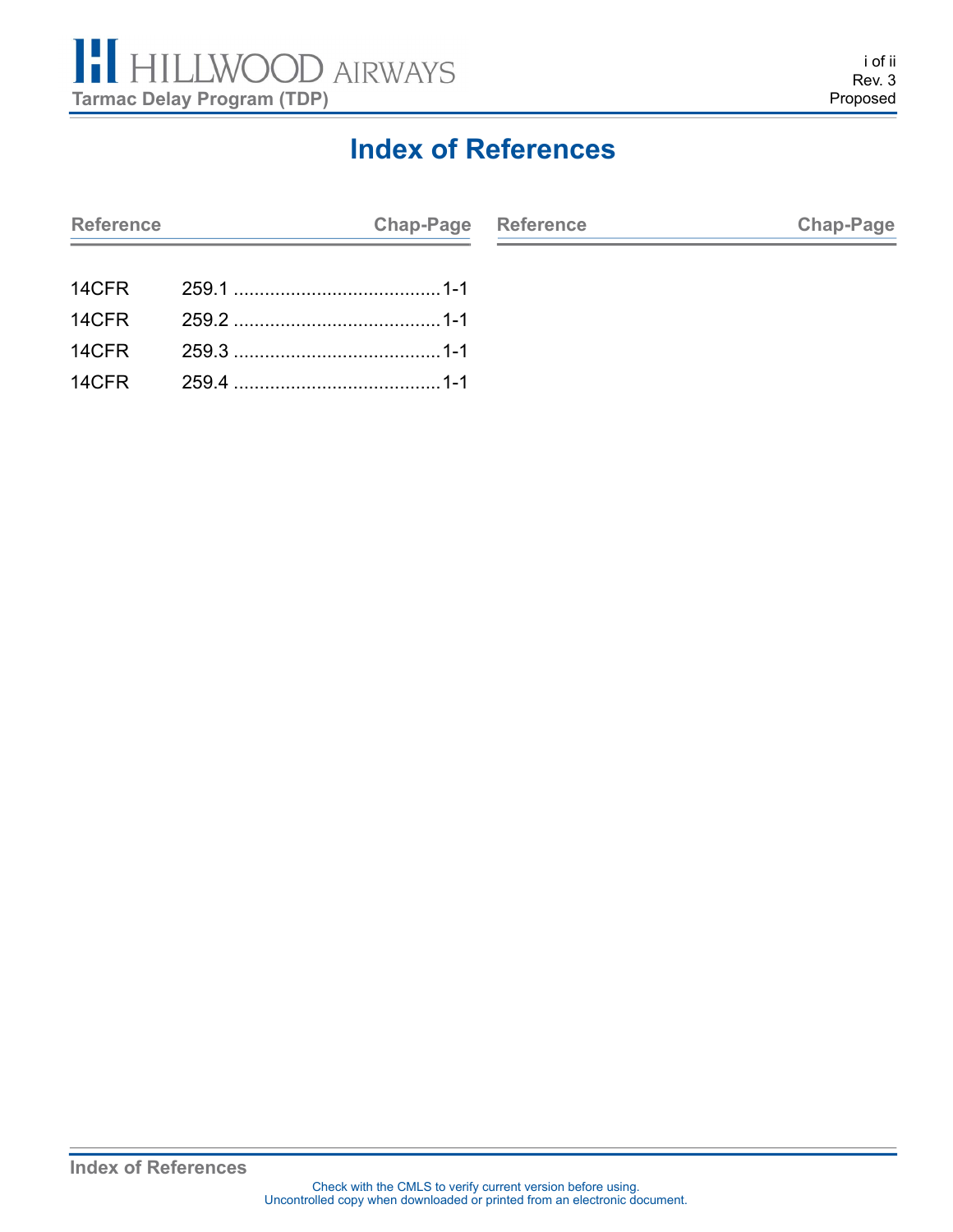# Index of References

| Reference | | Chap-Page |
|---|---|---|
| 14CFR | 259.1 | 1-1 |
| 14CFR | 259.2 | 1-1 |
| 14CFR | 259.3 | 1-1 |
| 14CFR | 259.4 | 1-1 |